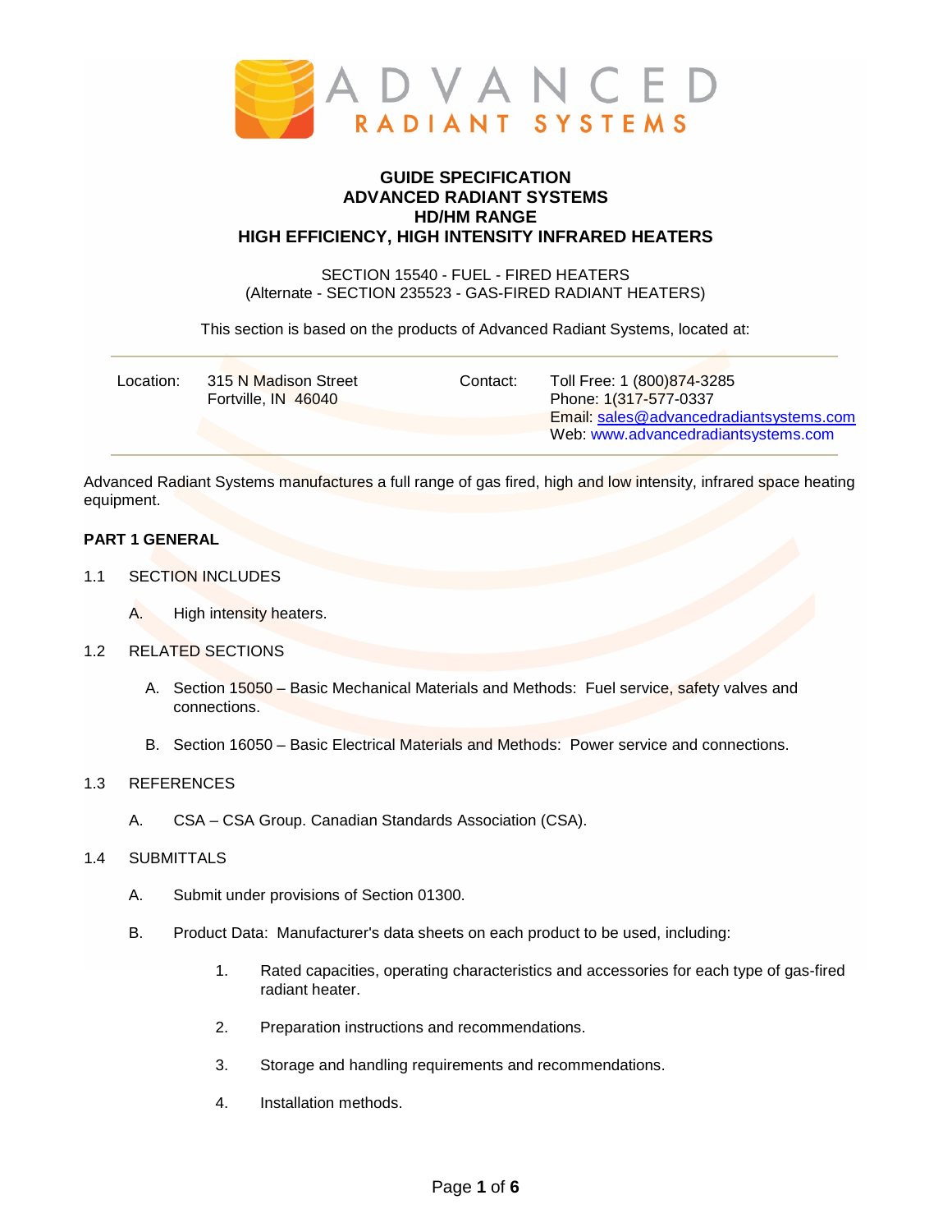# GUIDE SPECIFICATION
# ADVANCED RADIANT SYSTEMS
# HD/HM RANGE
# HIGH EFFICIENCY, HIGH INTENSITY INFRARED HEATERS

SECTION 15540 - FUEL - FIRED HEATERS
(Alternate - SECTION 235523 - GAS-FIRED RADIANT HEATERS)

This section is based on the products of Advanced Radiant Systems, located at:

| Location: | 315 N Madison Street<br>Fortville, IN 46040 | Contact: | Toll Free: 1 (800)874-3285<br>Phone: 1(317-577-0337<br>Email: sales@advancedradiantsystems.com<br>Web: www.advancedradiantsystems.com |
|---|---|---|---|

Advanced Radiant Systems manufactures a full range of gas fired, high and low intensity, infrared space heating equipment.

## PART 1 GENERAL

1.1 SECTION INCLUDES

A. High intensity heaters.

1.2 RELATED SECTIONS

A. Section 15050 – Basic Mechanical Materials and Methods: Fuel service, safety valves and connections.

B. Section 16050 – Basic Electrical Materials and Methods: Power service and connections.

1.3 REFERENCES

A. CSA – CSA Group. Canadian Standards Association (CSA).

1.4 SUBMITTALS

A. Submit under provisions of Section 01300.

B. Product Data: Manufacturer's data sheets on each product to be used, including:

1. Rated capacities, operating characteristics and accessories for each type of gas-fired radiant heater.

2. Preparation instructions and recommendations.

3. Storage and handling requirements and recommendations.

4. Installation methods.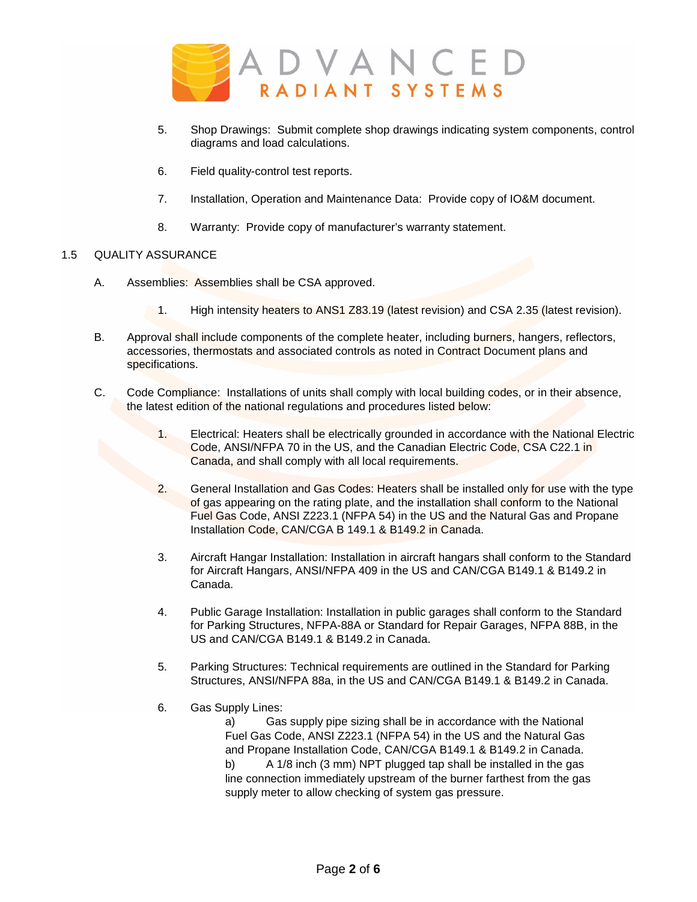5. Shop Drawings: Submit complete shop drawings indicating system components, control diagrams and load calculations.

6. Field quality-control test reports.

7. Installation, Operation and Maintenance Data: Provide copy of IO&M document.

8. Warranty: Provide copy of manufacturer's warranty statement.

## 1.5 QUALITY ASSURANCE

A. Assemblies: Assemblies shall be CSA approved.

   1. High intensity heaters to ANS1 Z83.19 (latest revision) and CSA 2.35 (latest revision).

B. Approval shall include components of the complete heater, including burners, hangers, reflectors, accessories, thermostats and associated controls as noted in Contract Document plans and specifications.

C. Code Compliance: Installations of units shall comply with local building codes, or in their absence, the latest edition of the national regulations and procedures listed below:

   1. Electrical: Heaters shall be electrically grounded in accordance with the National Electric Code, ANSI/NFPA 70 in the US, and the Canadian Electric Code, CSA C22.1 in Canada, and shall comply with all local requirements.

   2. General Installation and Gas Codes: Heaters shall be installed only for use with the type of gas appearing on the rating plate, and the installation shall conform to the National Fuel Gas Code, ANSI Z223.1 (NFPA 54) in the US and the Natural Gas and Propane Installation Code, CAN/CGA B 149.1 & B149.2 in Canada.

   3. Aircraft Hangar Installation: Installation in aircraft hangars shall conform to the Standard for Aircraft Hangars, ANSI/NFPA 409 in the US and CAN/CGA B149.1 & B149.2 in Canada.

   4. Public Garage Installation: Installation in public garages shall conform to the Standard for Parking Structures, NFPA-88A or Standard for Repair Garages, NFPA 88B, in the US and CAN/CGA B149.1 & B149.2 in Canada.

   5. Parking Structures: Technical requirements are outlined in the Standard for Parking Structures, ANSI/NFPA 88a, in the US and CAN/CGA B149.1 & B149.2 in Canada.

   6. Gas Supply Lines:
      a) Gas supply pipe sizing shall be in accordance with the National Fuel Gas Code, ANSI Z223.1 (NFPA 54) in the US and the Natural Gas and Propane Installation Code, CAN/CGA B149.1 & B149.2 in Canada.
      b) A 1/8 inch (3 mm) NPT plugged tap shall be installed in the gas line connection immediately upstream of the burner farthest from the gas supply meter to allow checking of system gas pressure.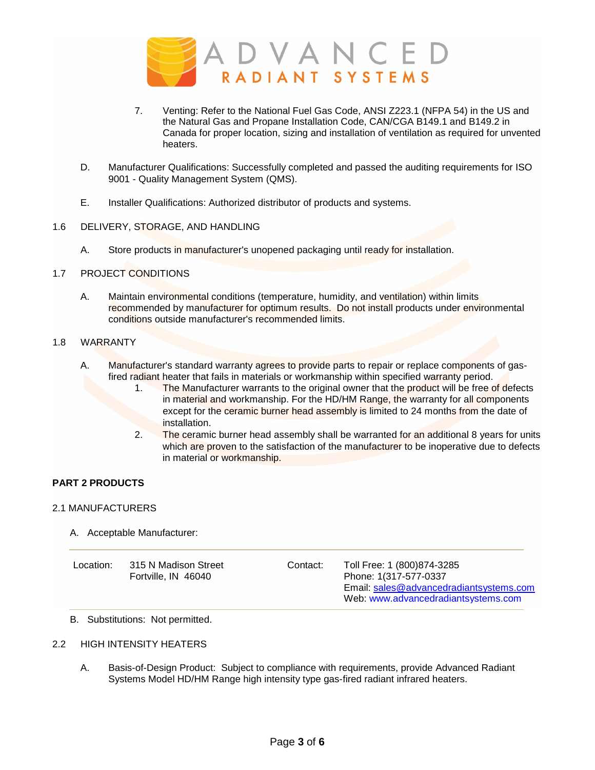7. Venting: Refer to the National Fuel Gas Code, ANSI Z223.1 (NFPA 54) in the US and the Natural Gas and Propane Installation Code, CAN/CGA B149.1 and B149.2 in Canada for proper location, sizing and installation of ventilation as required for unvented heaters.

D. Manufacturer Qualifications: Successfully completed and passed the auditing requirements for ISO 9001 - Quality Management System (QMS).

E. Installer Qualifications: Authorized distributor of products and systems.

1.6 DELIVERY, STORAGE, AND HANDLING

A. Store products in manufacturer's unopened packaging until ready for installation.

1.7 PROJECT CONDITIONS

A. Maintain environmental conditions (temperature, humidity, and ventilation) within limits recommended by manufacturer for optimum results. Do not install products under environmental conditions outside manufacturer's recommended limits.

1.8 WARRANTY

A. Manufacturer's standard warranty agrees to provide parts to repair or replace components of gas-fired radiant heater that fails in materials or workmanship within specified warranty period.
   1. The Manufacturer warrants to the original owner that the product will be free of defects in material and workmanship. For the HD/HM Range, the warranty for all components except for the ceramic burner head assembly is limited to 24 months from the date of installation.
   2. The ceramic burner head assembly shall be warranted for an additional 8 years for units which are proven to the satisfaction of the manufacturer to be inoperative due to defects in material or workmanship.

**PART 2 PRODUCTS**

2.1 MANUFACTURERS

A. Acceptable Manufacturer:

| Location: | 315 N Madison Street<br>Fortville, IN 46040 | Contact: | Toll Free: 1 (800)874-3285<br>Phone: 1(317-577-0337<br>Email: sales@advancedradiantsystems.com<br>Web: www.advancedradiantsystems.com |
|---|---|---|---|

B. Substitutions: Not permitted.

2.2 HIGH INTENSITY HEATERS

A. Basis-of-Design Product: Subject to compliance with requirements, provide Advanced Radiant Systems Model HD/HM Range high intensity type gas-fired radiant infrared heaters.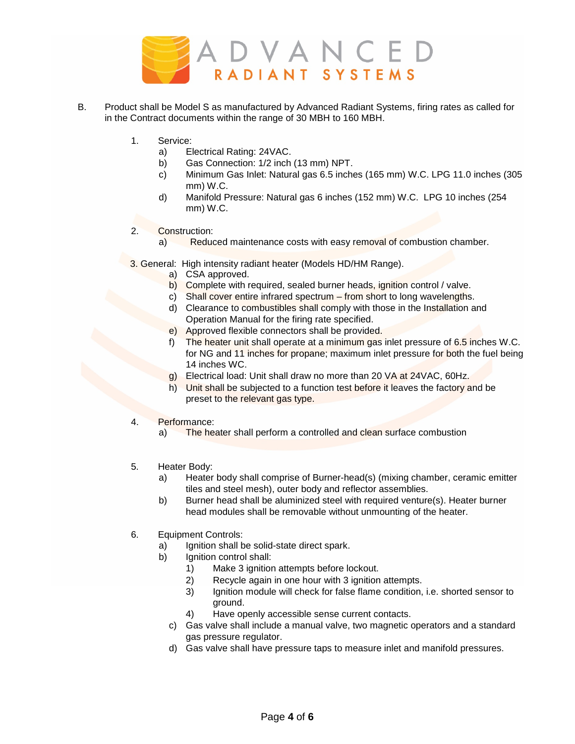B. Product shall be Model S as manufactured by Advanced Radiant Systems, firing rates as called for in the Contract documents within the range of 30 MBH to 160 MBH.

1. Service:
   a) Electrical Rating: 24VAC.
   b) Gas Connection: 1/2 inch (13 mm) NPT.
   c) Minimum Gas Inlet: Natural gas 6.5 inches (165 mm) W.C. LPG 11.0 inches (305 mm) W.C.
   d) Manifold Pressure: Natural gas 6 inches (152 mm) W.C. LPG 10 inches (254 mm) W.C.

2. Construction:
   a) Reduced maintenance costs with easy removal of combustion chamber.

3. General: High intensity radiant heater (Models HD/HM Range).
   a) CSA approved.
   b) Complete with required, sealed burner heads, ignition control / valve.
   c) Shall cover entire infrared spectrum – from short to long wavelengths.
   d) Clearance to combustibles shall comply with those in the Installation and Operation Manual for the firing rate specified.
   e) Approved flexible connectors shall be provided.
   f) The heater unit shall operate at a minimum gas inlet pressure of 6.5 inches W.C. for NG and 11 inches for propane; maximum inlet pressure for both the fuel being 14 inches WC.
   g) Electrical load: Unit shall draw no more than 20 VA at 24VAC, 60Hz.
   h) Unit shall be subjected to a function test before it leaves the factory and be preset to the relevant gas type.

4. Performance:
   a) The heater shall perform a controlled and clean surface combustion

5. Heater Body:
   a) Heater body shall comprise of Burner-head(s) (mixing chamber, ceramic emitter tiles and steel mesh), outer body and reflector assemblies.
   b) Burner head shall be aluminized steel with required venture(s). Heater burner head modules shall be removable without unmounting of the heater.

6. Equipment Controls:
   a) Ignition shall be solid-state direct spark.
   b) Ignition control shall:
      1) Make 3 ignition attempts before lockout.
      2) Recycle again in one hour with 3 ignition attempts.
      3) Ignition module will check for false flame condition, i.e. shorted sensor to ground.
      4) Have openly accessible sense current contacts.
   c) Gas valve shall include a manual valve, two magnetic operators and a standard gas pressure regulator.
   d) Gas valve shall have pressure taps to measure inlet and manifold pressures.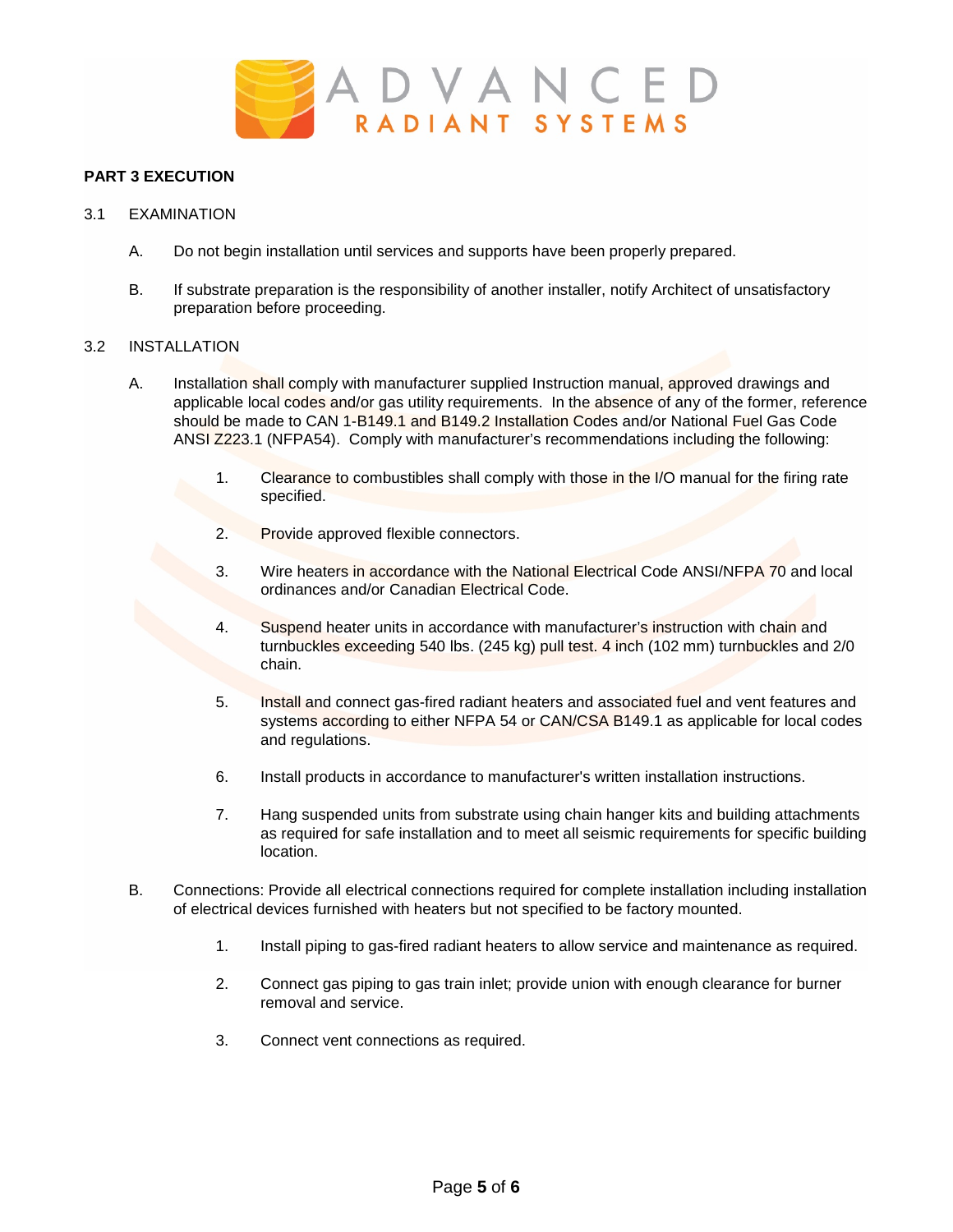## PART 3 EXECUTION

### 3.1 EXAMINATION

A. Do not begin installation until services and supports have been properly prepared.

B. If substrate preparation is the responsibility of another installer, notify Architect of unsatisfactory preparation before proceeding.

### 3.2 INSTALLATION

A. Installation shall comply with manufacturer supplied Instruction manual, approved drawings and applicable local codes and/or gas utility requirements. In the absence of any of the former, reference should be made to CAN 1-B149.1 and B149.2 Installation Codes and/or National Fuel Gas Code ANSI Z223.1 (NFPA54). Comply with manufacturer's recommendations including the following:

1. Clearance to combustibles shall comply with those in the I/O manual for the firing rate specified.

2. Provide approved flexible connectors.

3. Wire heaters in accordance with the National Electrical Code ANSI/NFPA 70 and local ordinances and/or Canadian Electrical Code.

4. Suspend heater units in accordance with manufacturer's instruction with chain and turnbuckles exceeding 540 lbs. (245 kg) pull test. 4 inch (102 mm) turnbuckles and 2/0 chain.

5. Install and connect gas-fired radiant heaters and associated fuel and vent features and systems according to either NFPA 54 or CAN/CSA B149.1 as applicable for local codes and regulations.

6. Install products in accordance to manufacturer's written installation instructions.

7. Hang suspended units from substrate using chain hanger kits and building attachments as required for safe installation and to meet all seismic requirements for specific building location.

B. Connections: Provide all electrical connections required for complete installation including installation of electrical devices furnished with heaters but not specified to be factory mounted.

1. Install piping to gas-fired radiant heaters to allow service and maintenance as required.

2. Connect gas piping to gas train inlet; provide union with enough clearance for burner removal and service.

3. Connect vent connections as required.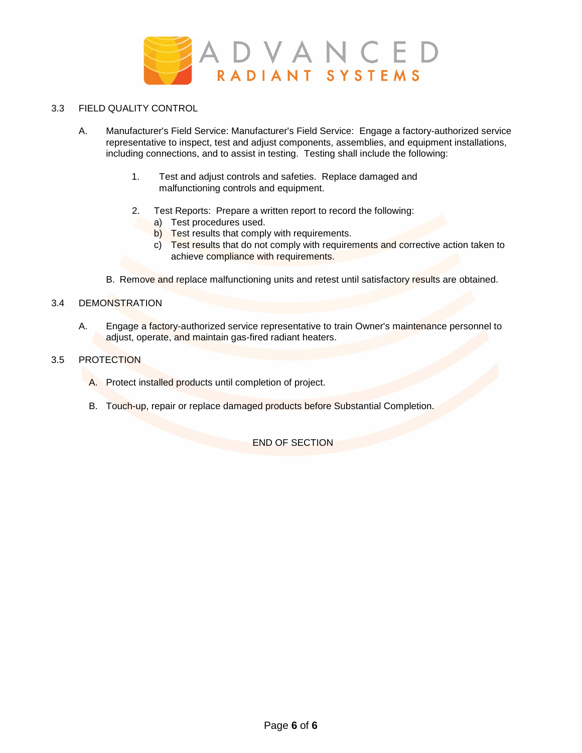3.3 FIELD QUALITY CONTROL

A. Manufacturer's Field Service: Manufacturer's Field Service: Engage a factory-authorized service representative to inspect, test and adjust components, assemblies, and equipment installations, including connections, and to assist in testing. Testing shall include the following:

1. Test and adjust controls and safeties. Replace damaged and malfunctioning controls and equipment.

2. Test Reports: Prepare a written report to record the following:
   a) Test procedures used.
   b) Test results that comply with requirements.
   c) Test results that do not comply with requirements and corrective action taken to achieve compliance with requirements.

B. Remove and replace malfunctioning units and retest until satisfactory results are obtained.

3.4 DEMONSTRATION

A. Engage a factory-authorized service representative to train Owner's maintenance personnel to adjust, operate, and maintain gas-fired radiant heaters.

3.5 PROTECTION

A. Protect installed products until completion of project.

B. Touch-up, repair or replace damaged products before Substantial Completion.

END OF SECTION